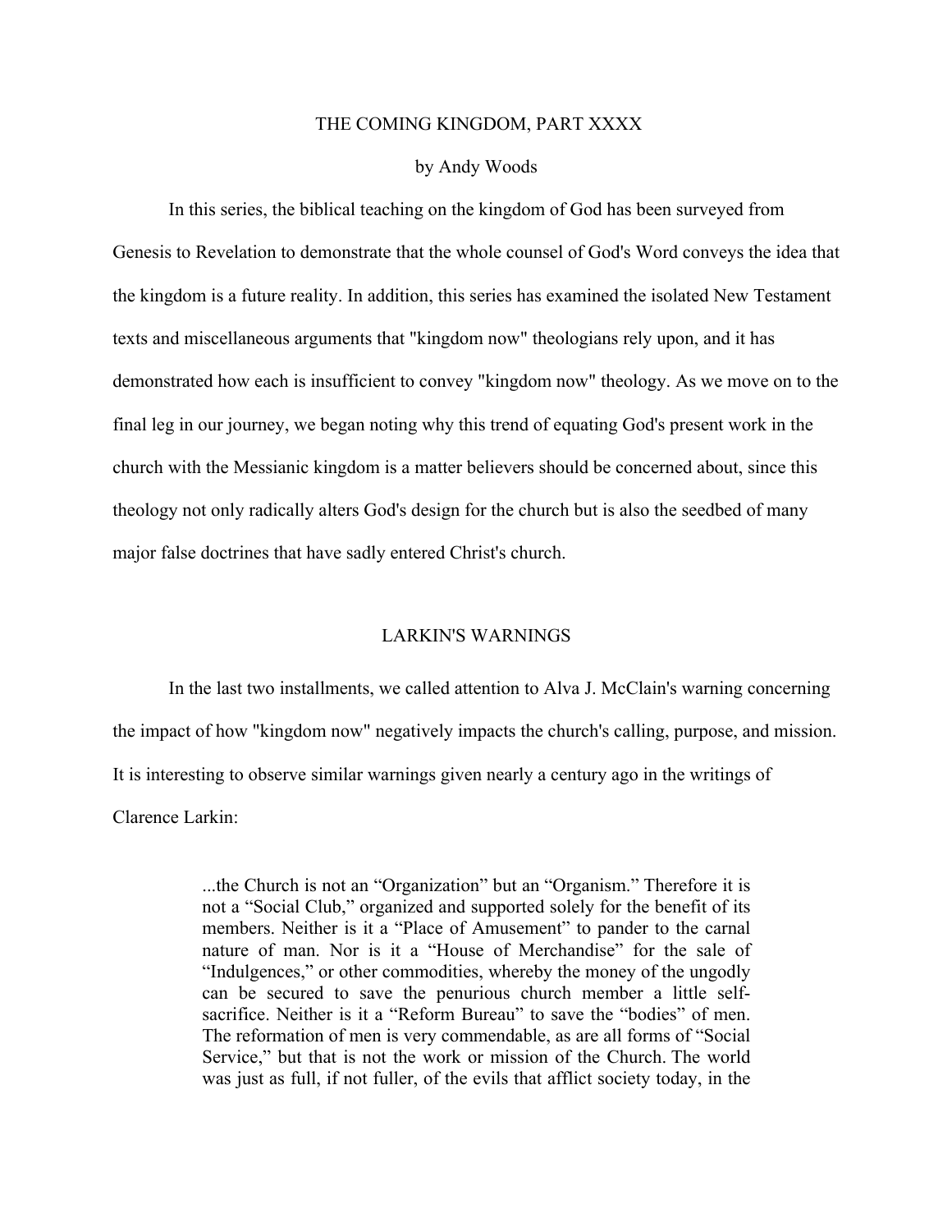# THE COMING KINGDOM, PART XXXX

by Andy Woods

In this series, the biblical teaching on the kingdom of God has been surveyed from Genesis to Revelation to demonstrate that the whole counsel of God's Word conveys the idea that the kingdom is a future reality. In addition, this series has examined the isolated New Testament texts and miscellaneous arguments that "kingdom now" theologians rely upon, and it has demonstrated how each is insufficient to convey "kingdom now" theology. As we move on to the final leg in our journey, we began noting why this trend of equating God's present work in the church with the Messianic kingdom is a matter believers should be concerned about, since this theology not only radically alters God's design for the church but is also the seedbed of many major false doctrines that have sadly entered Christ's church.

## LARKIN'S WARNINGS

In the last two installments, we called attention to Alva J. McClain's warning concerning the impact of how "kingdom now" negatively impacts the church's calling, purpose, and mission. It is interesting to observe similar warnings given nearly a century ago in the writings of Clarence Larkin:

> ...the Church is not an "Organization" but an "Organism." Therefore it is not a "Social Club," organized and supported solely for the benefit of its members. Neither is it a "Place of Amusement" to pander to the carnal nature of man. Nor is it a "House of Merchandise" for the sale of "Indulgences," or other commodities, whereby the money of the ungodly can be secured to save the penurious church member a little self-sacrifice. Neither is it a "Reform Bureau" to save the "bodies" of men. The reformation of men is very commendable, as are all forms of "Social Service," but that is not the work or mission of the Church. The world was just as full, if not fuller, of the evils that afflict society today, in the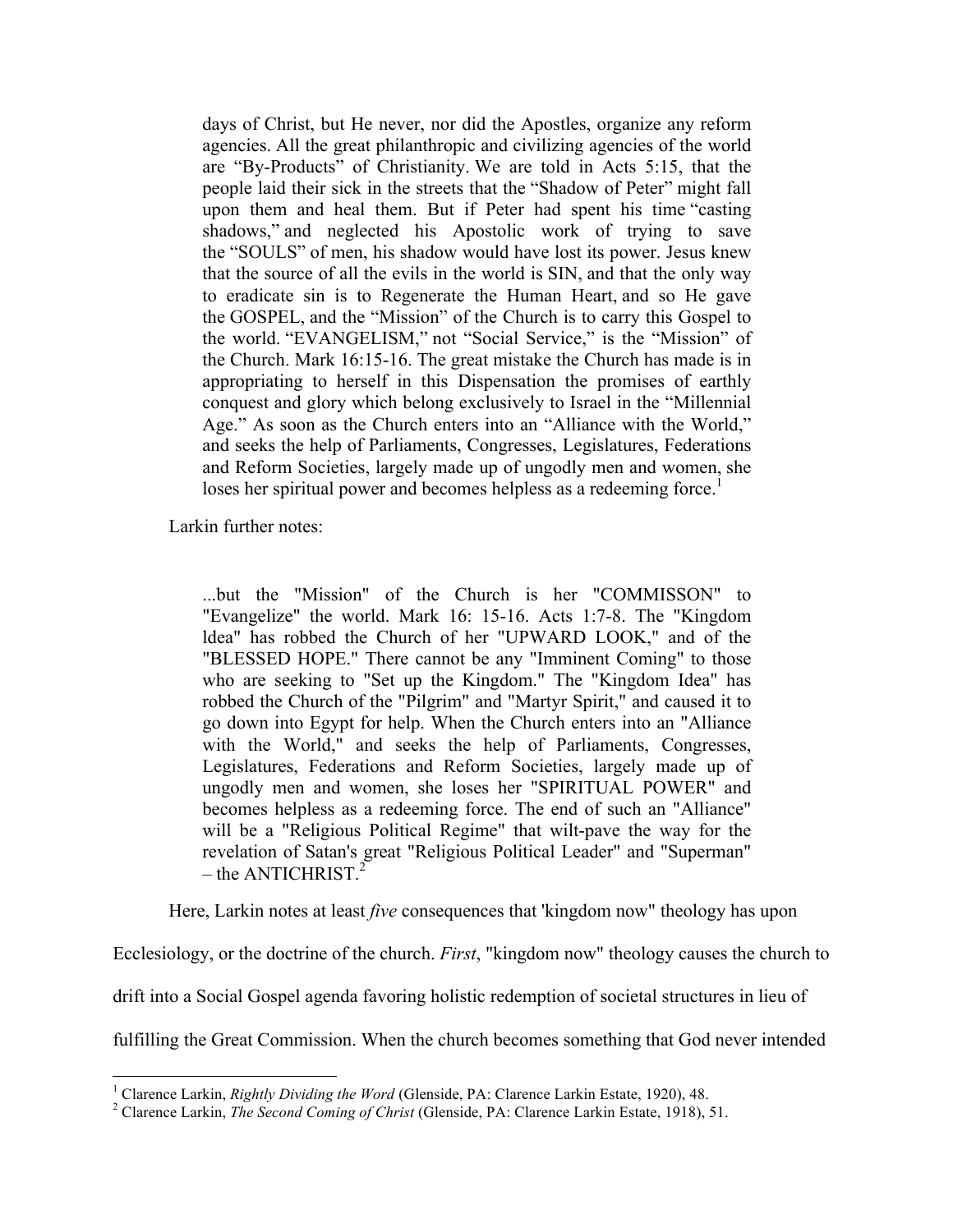> days of Christ, but He never, nor did the Apostles, organize any reform agencies. All the great philanthropic and civilizing agencies of the world are "By-Products" of Christianity. We are told in Acts 5:15, that the people laid their sick in the streets that the "Shadow of Peter" might fall upon them and heal them. But if Peter had spent his time "casting shadows," and neglected his Apostolic work of trying to save the "SOULS" of men, his shadow would have lost its power. Jesus knew that the source of all the evils in the world is SIN, and that the only way to eradicate sin is to Regenerate the Human Heart, and so He gave the GOSPEL, and the "Mission" of the Church is to carry this Gospel to the world. "EVANGELISM," not "Social Service," is the "Mission" of the Church. Mark 16:15-16. The great mistake the Church has made is in appropriating to herself in this Dispensation the promises of earthly conquest and glory which belong exclusively to Israel in the "Millennial Age." As soon as the Church enters into an "Alliance with the World," and seeks the help of Parliaments, Congresses, Legislatures, Federations and Reform Societies, largely made up of ungodly men and women, she loses her spiritual power and becomes helpless as a redeeming force.[1]

Larkin further notes:

> ...but the "Mission" of the Church is her "COMMISSON" to "Evangelize" the world. Mark 16: 15-16. Acts 1:7-8. The "Kingdom ldea" has robbed the Church of her "UPWARD LOOK," and of the "BLESSED HOPE." There cannot be any "Imminent Coming" to those who are seeking to "Set up the Kingdom." The "Kingdom Idea" has robbed the Church of the "Pilgrim" and "Martyr Spirit," and caused it to go down into Egypt for help. When the Church enters into an "Alliance with the World," and seeks the help of Parliaments, Congresses, Legislatures, Federations and Reform Societies, largely made up of ungodly men and women, she loses her "SPIRITUAL POWER" and becomes helpless as a redeeming force. The end of such an "Alliance" will be a "Religious Political Regime" that wilt-pave the way for the revelation of Satan's great "Religious Political Leader" and "Superman" – the ANTICHRIST.[2]

Here, Larkin notes at least *five* consequences that 'kingdom now" theology has upon Ecclesiology, or the doctrine of the church. *First*, "kingdom now" theology causes the church to drift into a Social Gospel agenda favoring holistic redemption of societal structures in lieu of fulfilling the Great Commission. When the church becomes something that God never intended

[1] Clarence Larkin, *Rightly Dividing the Word* (Glenside, PA: Clarence Larkin Estate, 1920), 48.

[2] Clarence Larkin, *The Second Coming of Christ* (Glenside, PA: Clarence Larkin Estate, 1918), 51.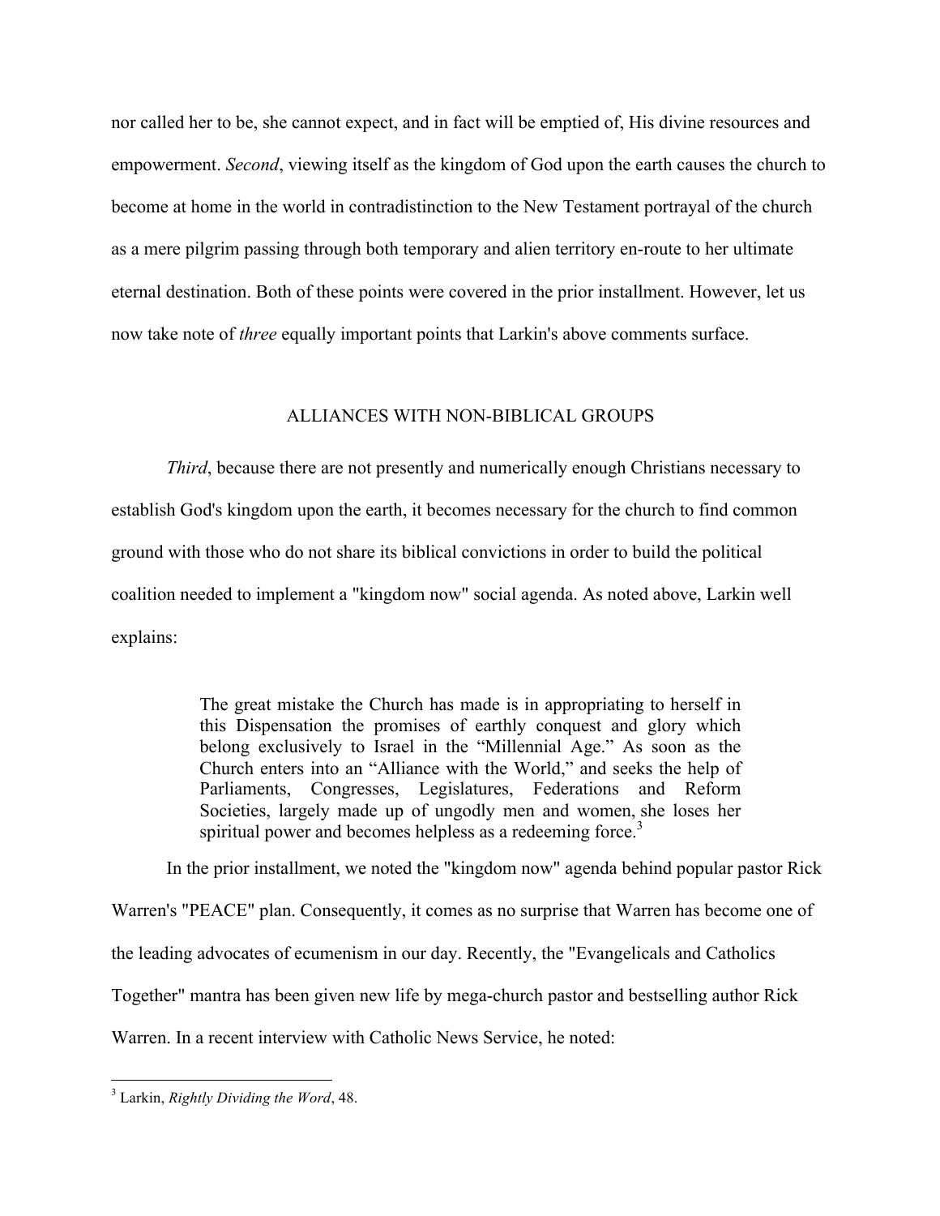nor called her to be, she cannot expect, and in fact will be emptied of, His divine resources and empowerment. *Second*, viewing itself as the kingdom of God upon the earth causes the church to become at home in the world in contradistinction to the New Testament portrayal of the church as a mere pilgrim passing through both temporary and alien territory en-route to her ultimate eternal destination. Both of these points were covered in the prior installment. However, let us now take note of *three* equally important points that Larkin's above comments surface.

## ALLIANCES WITH NON-BIBLICAL GROUPS

*Third*, because there are not presently and numerically enough Christians necessary to establish God's kingdom upon the earth, it becomes necessary for the church to find common ground with those who do not share its biblical convictions in order to build the political coalition needed to implement a "kingdom now" social agenda. As noted above, Larkin well explains:

> The great mistake the Church has made is in appropriating to herself in this Dispensation the promises of earthly conquest and glory which belong exclusively to Israel in the "Millennial Age." As soon as the Church enters into an "Alliance with the World," and seeks the help of Parliaments, Congresses, Legislatures, Federations and Reform Societies, largely made up of ungodly men and women, she loses her spiritual power and becomes helpless as a redeeming force.[3]

In the prior installment, we noted the "kingdom now" agenda behind popular pastor Rick Warren's "PEACE" plan. Consequently, it comes as no surprise that Warren has become one of the leading advocates of ecumenism in our day. Recently, the "Evangelicals and Catholics Together" mantra has been given new life by mega-church pastor and bestselling author Rick Warren. In a recent interview with Catholic News Service, he noted:

---

[3] Larkin, *Rightly Dividing the Word*, 48.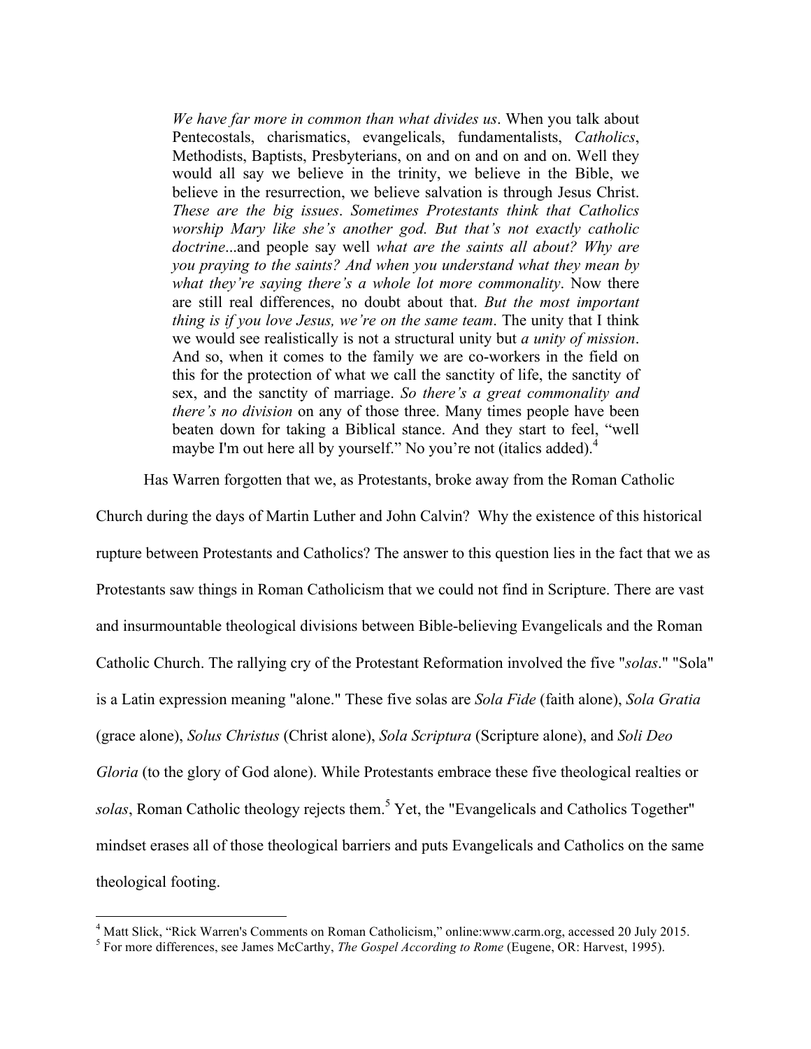> *We have far more in common than what divides us*. When you talk about Pentecostals, charismatics, evangelicals, fundamentalists, *Catholics*, Methodists, Baptists, Presbyterians, on and on and on and on. Well they would all say we believe in the trinity, we believe in the Bible, we believe in the resurrection, we believe salvation is through Jesus Christ. *These are the big issues*. *Sometimes Protestants think that Catholics worship Mary like she's another god. But that's not exactly catholic doctrine*...and people say well *what are the saints all about? Why are you praying to the saints? And when you understand what they mean by what they're saying there's a whole lot more commonality*. Now there are still real differences, no doubt about that. *But the most important thing is if you love Jesus, we're on the same team*. The unity that I think we would see realistically is not a structural unity but *a unity of mission*. And so, when it comes to the family we are co-workers in the field on this for the protection of what we call the sanctity of life, the sanctity of sex, and the sanctity of marriage. *So there's a great commonality and there's no division* on any of those three. Many times people have been beaten down for taking a Biblical stance. And they start to feel, "well maybe I'm out here all by yourself." No you're not (italics added).[4]

Has Warren forgotten that we, as Protestants, broke away from the Roman Catholic Church during the days of Martin Luther and John Calvin? Why the existence of this historical rupture between Protestants and Catholics? The answer to this question lies in the fact that we as Protestants saw things in Roman Catholicism that we could not find in Scripture. There are vast and insurmountable theological divisions between Bible-believing Evangelicals and the Roman Catholic Church. The rallying cry of the Protestant Reformation involved the five "*solas*." "Sola" is a Latin expression meaning "alone." These five solas are *Sola Fide* (faith alone), *Sola Gratia* (grace alone), *Solus Christus* (Christ alone), *Sola Scriptura* (Scripture alone), and *Soli Deo Gloria* (to the glory of God alone). While Protestants embrace these five theological realties or *solas*, Roman Catholic theology rejects them.[5] Yet, the "Evangelicals and Catholics Together" mindset erases all of those theological barriers and puts Evangelicals and Catholics on the same theological footing.

---

[4] Matt Slick, "Rick Warren's Comments on Roman Catholicism," online:www.carm.org, accessed 20 July 2015.

[5] For more differences, see James McCarthy, *The Gospel According to Rome* (Eugene, OR: Harvest, 1995).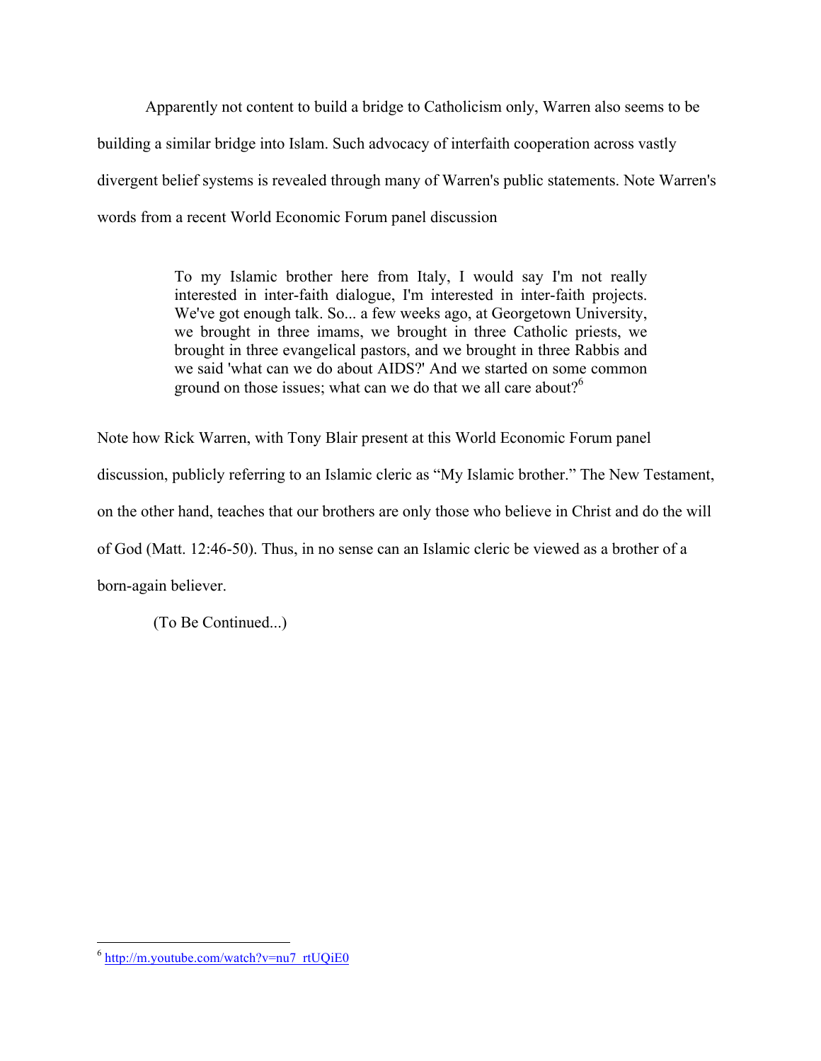Apparently not content to build a bridge to Catholicism only, Warren also seems to be building a similar bridge into Islam. Such advocacy of interfaith cooperation across vastly divergent belief systems is revealed through many of Warren's public statements. Note Warren's words from a recent World Economic Forum panel discussion

> To my Islamic brother here from Italy, I would say I'm not really interested in inter-faith dialogue, I'm interested in inter-faith projects. We've got enough talk. So... a few weeks ago, at Georgetown University, we brought in three imams, we brought in three Catholic priests, we brought in three evangelical pastors, and we brought in three Rabbis and we said 'what can we do about AIDS?' And we started on some common ground on those issues; what can we do that we all care about?[6]

Note how Rick Warren, with Tony Blair present at this World Economic Forum panel discussion, publicly referring to an Islamic cleric as "My Islamic brother." The New Testament, on the other hand, teaches that our brothers are only those who believe in Christ and do the will of God (Matt. 12:46-50). Thus, in no sense can an Islamic cleric be viewed as a brother of a born-again believer.

(To Be Continued...)

---

[6] http://m.youtube.com/watch?v=nu7_rtUQiE0